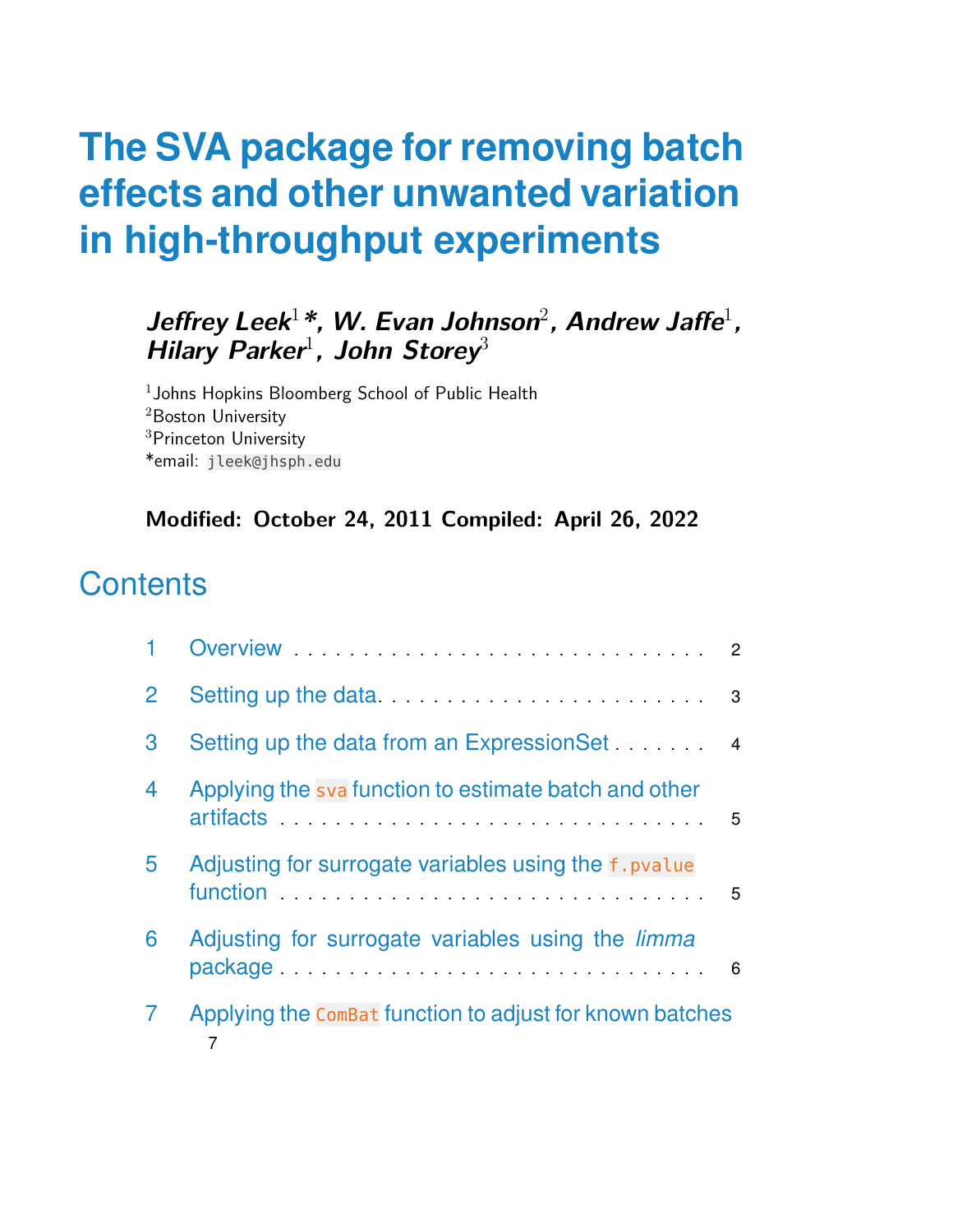# The SVA package for removing batch effects and other unwanted variation in high-throughput experiments

**Jeffrey Leek[1] \*, W. Evan Johnson[2], Andrew Jaffe[1], Hilary Parker[1], John Storey[3]**

[1]Johns Hopkins Bloomberg School of Public Health
[2]Boston University
[3]Princeton University
\*email: `jleek@jhsph.edu`

**Modified: October 24, 2011 Compiled: April 26, 2022**

## Contents

1. Overview . . . . . . . . . . . . . . . . . . . . . . . . . . . . . . . 2
2. Setting up the data. . . . . . . . . . . . . . . . . . . . . . . . . 3
3. Setting up the data from an ExpressionSet . . . . . . . 4
4. Applying the `sva` function to estimate batch and other artifacts . . . . . . . . . . . . . . . . . . . . . . . . . . . . . . 5
5. Adjusting for surrogate variables using the `f.pvalue` function . . . . . . . . . . . . . . . . . . . . . . . . . . . . . . 5
6. Adjusting for surrogate variables using the *limma* package . . . . . . . . . . . . . . . . . . . . . . . . . . . . . . 6
7. Applying the `ComBat` function to adjust for known batches 7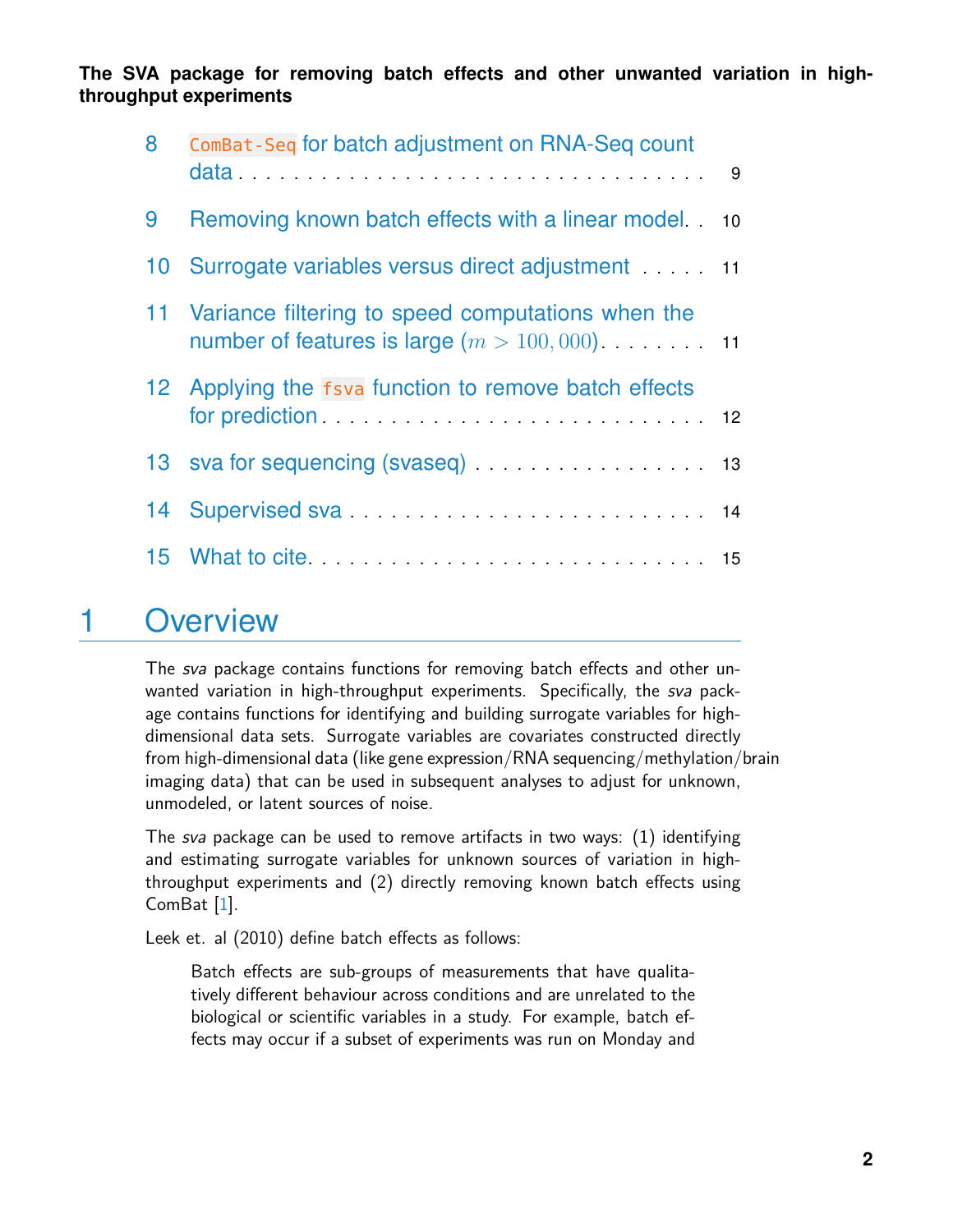8 `ComBat-Seq` for batch adjustment on RNA-Seq count data . . . . . . . . . . . . . . . . . . . . . . . . . . . . . . . . 9

9 Removing known batch effects with a linear model. . 10

10 Surrogate variables versus direct adjustment . . . . . 11

11 Variance filtering to speed computations when the number of features is large ($m > 100,000$). . . . . . . . 11

12 Applying the `fsva` function to remove batch effects for prediction . . . . . . . . . . . . . . . . . . . . . . . . . . . 12

13 sva for sequencing (svaseq) . . . . . . . . . . . . . . . . . 13

14 Supervised sva . . . . . . . . . . . . . . . . . . . . . . . . . . . 14

15 What to cite. . . . . . . . . . . . . . . . . . . . . . . . . . . . . 15

# 1 Overview

The *sva* package contains functions for removing batch effects and other unwanted variation in high-throughput experiments. Specifically, the *sva* package contains functions for identifying and building surrogate variables for high-dimensional data sets. Surrogate variables are covariates constructed directly from high-dimensional data (like gene expression/RNA sequencing/methylation/brain imaging data) that can be used in subsequent analyses to adjust for unknown, unmodeled, or latent sources of noise.

The *sva* package can be used to remove artifacts in two ways: (1) identifying and estimating surrogate variables for unknown sources of variation in high-throughput experiments and (2) directly removing known batch effects using ComBat [1].

Leek et. al (2010) define batch effects as follows:

> Batch effects are sub-groups of measurements that have qualitatively different behaviour across conditions and are unrelated to the biological or scientific variables in a study. For example, batch effects may occur if a subset of experiments was run on Monday and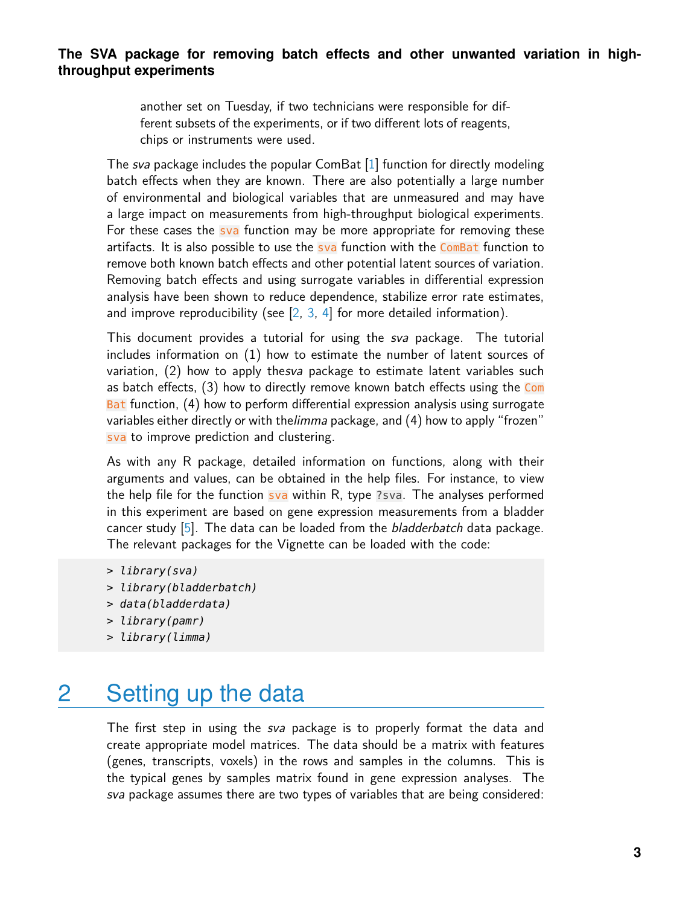another set on Tuesday, if two technicians were responsible for different subsets of the experiments, or if two different lots of reagents, chips or instruments were used.

The *sva* package includes the popular ComBat [1] function for directly modeling batch effects when they are known. There are also potentially a large number of environmental and biological variables that are unmeasured and may have a large impact on measurements from high-throughput biological experiments. For these cases the `sva` function may be more appropriate for removing these artifacts. It is also possible to use the `sva` function with the `ComBat` function to remove both known batch effects and other potential latent sources of variation. Removing batch effects and using surrogate variables in differential expression analysis have been shown to reduce dependence, stabilize error rate estimates, and improve reproducibility (see [2, 3, 4] for more detailed information).

This document provides a tutorial for using the *sva* package. The tutorial includes information on (1) how to estimate the number of latent sources of variation, (2) how to apply the*sva* package to estimate latent variables such as batch effects, (3) how to directly remove known batch effects using the `ComBat` function, (4) how to perform differential expression analysis using surrogate variables either directly or with the*limma* package, and (4) how to apply "frozen" `sva` to improve prediction and clustering.

As with any R package, detailed information on functions, along with their arguments and values, can be obtained in the help files. For instance, to view the help file for the function `sva` within R, type `?sva`. The analyses performed in this experiment are based on gene expression measurements from a bladder cancer study [5]. The data can be loaded from the *bladderbatch* data package. The relevant packages for the Vignette can be loaded with the code:

```
> library(sva)
> library(bladderbatch)
> data(bladderdata)
> library(pamr)
> library(limma)
```

# 2 Setting up the data

The first step in using the *sva* package is to properly format the data and create appropriate model matrices. The data should be a matrix with features (genes, transcripts, voxels) in the rows and samples in the columns. This is the typical genes by samples matrix found in gene expression analyses. The *sva* package assumes there are two types of variables that are being considered: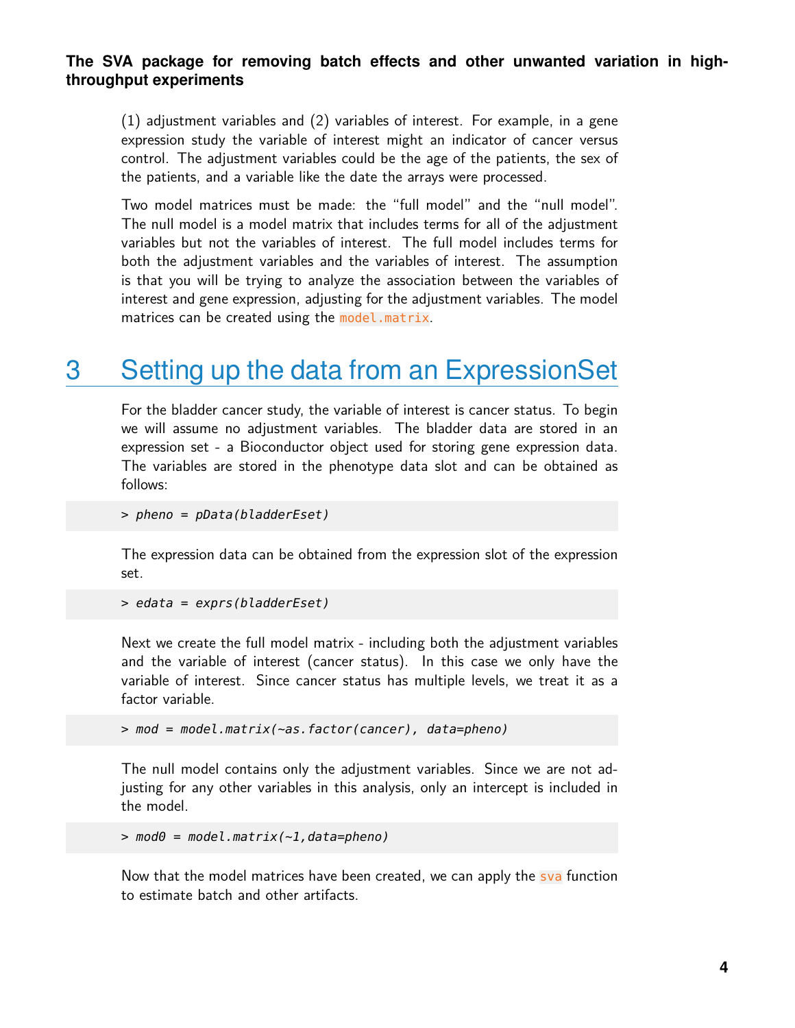(1) adjustment variables and (2) variables of interest. For example, in a gene expression study the variable of interest might an indicator of cancer versus control. The adjustment variables could be the age of the patients, the sex of the patients, and a variable like the date the arrays were processed.

Two model matrices must be made: the "full model" and the "null model". The null model is a model matrix that includes terms for all of the adjustment variables but not the variables of interest. The full model includes terms for both the adjustment variables and the variables of interest. The assumption is that you will be trying to analyze the association between the variables of interest and gene expression, adjusting for the adjustment variables. The model matrices can be created using the `model.matrix`.

# 3 Setting up the data from an ExpressionSet

For the bladder cancer study, the variable of interest is cancer status. To begin we will assume no adjustment variables. The bladder data are stored in an expression set - a Bioconductor object used for storing gene expression data. The variables are stored in the phenotype data slot and can be obtained as follows:

```
> pheno = pData(bladderEset)
```

The expression data can be obtained from the expression slot of the expression set.

```
> edata = exprs(bladderEset)
```

Next we create the full model matrix - including both the adjustment variables and the variable of interest (cancer status). In this case we only have the variable of interest. Since cancer status has multiple levels, we treat it as a factor variable.

```
> mod = model.matrix(~as.factor(cancer), data=pheno)
```

The null model contains only the adjustment variables. Since we are not adjusting for any other variables in this analysis, only an intercept is included in the model.

```
> mod0 = model.matrix(~1,data=pheno)
```

Now that the model matrices have been created, we can apply the `sva` function to estimate batch and other artifacts.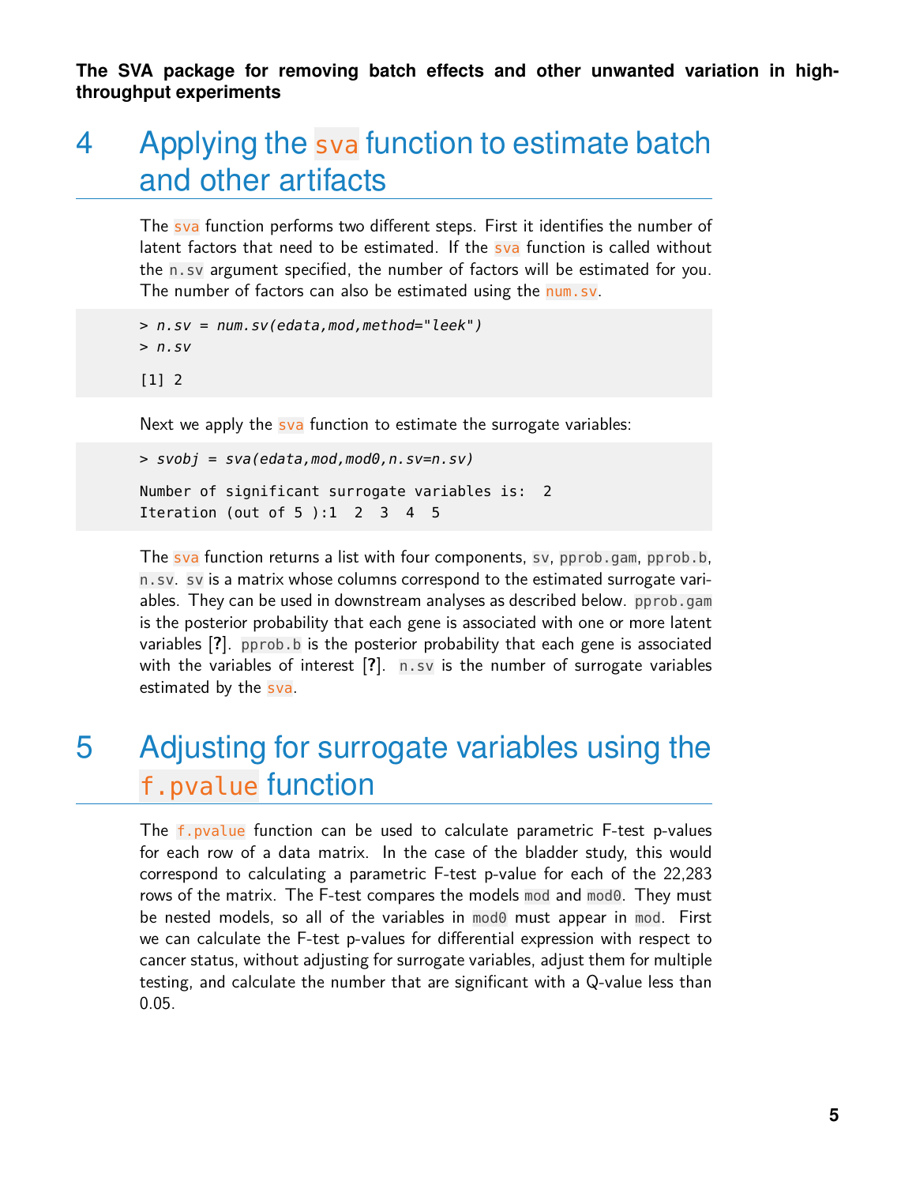# 4 Applying the `sva` function to estimate batch and other artifacts

The `sva` function performs two different steps. First it identifies the number of latent factors that need to be estimated. If the `sva` function is called without the `n.sv` argument specified, the number of factors will be estimated for you. The number of factors can also be estimated using the `num.sv`.

```
> n.sv = num.sv(edata,mod,method="leek")
> n.sv

[1] 2
```

Next we apply the `sva` function to estimate the surrogate variables:

```
> svobj = sva(edata,mod,mod0,n.sv=n.sv)

Number of significant surrogate variables is:  2
Iteration (out of 5 ):1  2  3  4  5
```

The `sva` function returns a list with four components, `sv`, `pprob.gam`, `pprob.b`, `n.sv`. `sv` is a matrix whose columns correspond to the estimated surrogate variables. They can be used in downstream analyses as described below. `pprob.gam` is the posterior probability that each gene is associated with one or more latent variables [**?**]. `pprob.b` is the posterior probability that each gene is associated with the variables of interest [**?**]. `n.sv` is the number of surrogate variables estimated by the `sva`.

# 5 Adjusting for surrogate variables using the `f.pvalue` function

The `f.pvalue` function can be used to calculate parametric F-test p-values for each row of a data matrix. In the case of the bladder study, this would correspond to calculating a parametric F-test p-value for each of the 22,283 rows of the matrix. The F-test compares the models `mod` and `mod0`. They must be nested models, so all of the variables in `mod0` must appear in `mod`. First we can calculate the F-test p-values for differential expression with respect to cancer status, without adjusting for surrogate variables, adjust them for multiple testing, and calculate the number that are significant with a Q-value less than 0.05.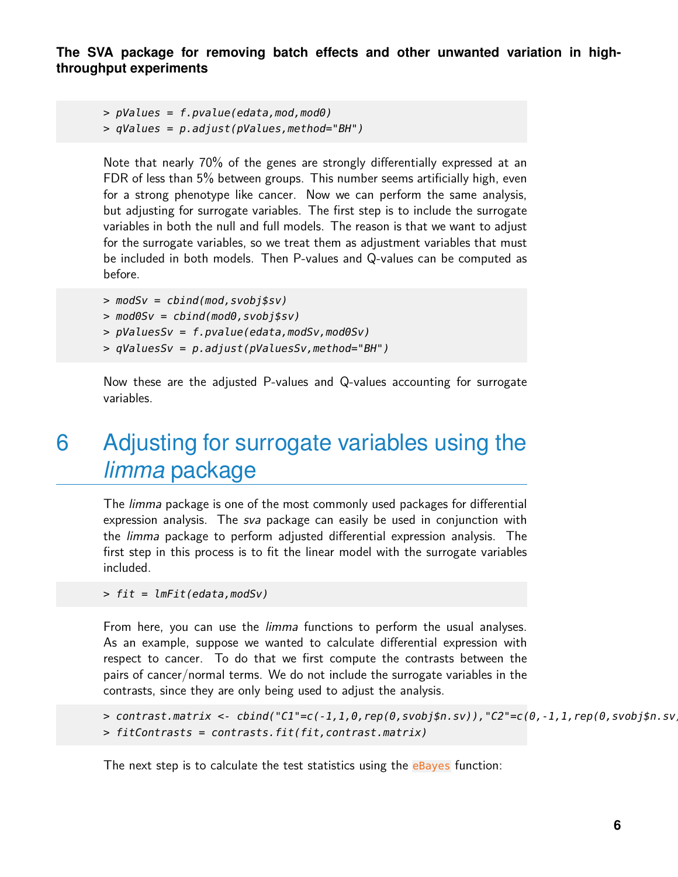```
> pValues = f.pvalue(edata,mod,mod0)
> qValues = p.adjust(pValues,method="BH")
```

Note that nearly 70% of the genes are strongly differentially expressed at an FDR of less than 5% between groups. This number seems artificially high, even for a strong phenotype like cancer. Now we can perform the same analysis, but adjusting for surrogate variables. The first step is to include the surrogate variables in both the null and full models. The reason is that we want to adjust for the surrogate variables, so we treat them as adjustment variables that must be included in both models. Then P-values and Q-values can be computed as before.

```
> modSv = cbind(mod,svobj$sv)
> mod0Sv = cbind(mod0,svobj$sv)
> pValuesSv = f.pvalue(edata,modSv,mod0Sv)
> qValuesSv = p.adjust(pValuesSv,method="BH")
```

Now these are the adjusted P-values and Q-values accounting for surrogate variables.

# 6 Adjusting for surrogate variables using the *limma* package

The *limma* package is one of the most commonly used packages for differential expression analysis. The *sva* package can easily be used in conjunction with the *limma* package to perform adjusted differential expression analysis. The first step in this process is to fit the linear model with the surrogate variables included.

```
> fit = lmFit(edata,modSv)
```

From here, you can use the *limma* functions to perform the usual analyses. As an example, suppose we wanted to calculate differential expression with respect to cancer. To do that we first compute the contrasts between the pairs of cancer/normal terms. We do not include the surrogate variables in the contrasts, since they are only being used to adjust the analysis.

```
> contrast.matrix <- cbind("C1"=c(-1,1,0,rep(0,svobj$n.sv)),"C2"=c(0,-1,1,rep(0,svobj$n.sv
> fitContrasts = contrasts.fit(fit,contrast.matrix)
```

The next step is to calculate the test statistics using the eBayes function: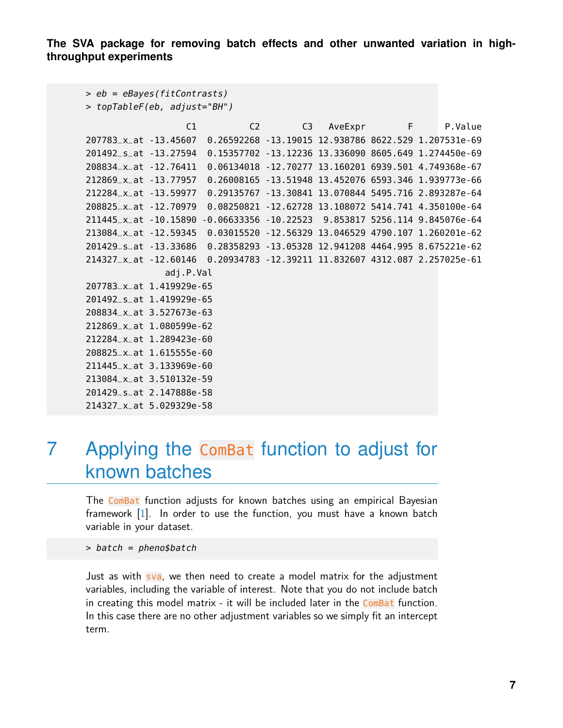```
> eb = eBayes(fitContrasts)
> topTableF(eb, adjust="BH")
                   C1          C2        C3   AveExpr        F      P.Value
207783_x_at -13.45607  0.26592268 -13.19015 12.938786 8622.529 1.207531e-69
201492_s_at -13.27594  0.15357702 -13.12236 13.336090 8605.649 1.274450e-69
208834_x_at -12.76411  0.06134018 -12.70277 13.160201 6939.501 4.749368e-67
212869_x_at -13.77957  0.26008165 -13.51948 13.452076 6593.346 1.939773e-66
212284_x_at -13.59977  0.29135767 -13.30841 13.070844 5495.716 2.893287e-64
208825_x_at -12.70979  0.08250821 -12.62728 13.108072 5414.741 4.350100e-64
211445_x_at -10.15890 -0.06633356 -10.22523  9.853817 5256.114 9.845076e-64
213084_x_at -12.59345  0.03015520 -12.56329 13.046529 4790.107 1.260201e-62
201429_s_at -13.33686  0.28358293 -13.05328 12.941208 4464.995 8.675221e-62
214327_x_at -12.60146  0.20934783 -12.39211 11.832607 4312.087 2.257025e-61
               adj.P.Val
207783_x_at 1.419929e-65
201492_s_at 1.419929e-65
208834_x_at 3.527673e-63
212869_x_at 1.080599e-62
212284_x_at 1.289423e-60
208825_x_at 1.615555e-60
211445_x_at 3.133969e-60
213084_x_at 3.510132e-59
201429_s_at 2.147888e-58
214327_x_at 5.029329e-58
```

# 7 Applying the `ComBat` function to adjust for known batches

The `ComBat` function adjusts for known batches using an empirical Bayesian framework [1]. In order to use the function, you must have a known batch variable in your dataset.

```
> batch = pheno$batch
```

Just as with `sva`, we then need to create a model matrix for the adjustment variables, including the variable of interest. Note that you do not include batch in creating this model matrix - it will be included later in the `ComBat` function. In this case there are no other adjustment variables so we simply fit an intercept term.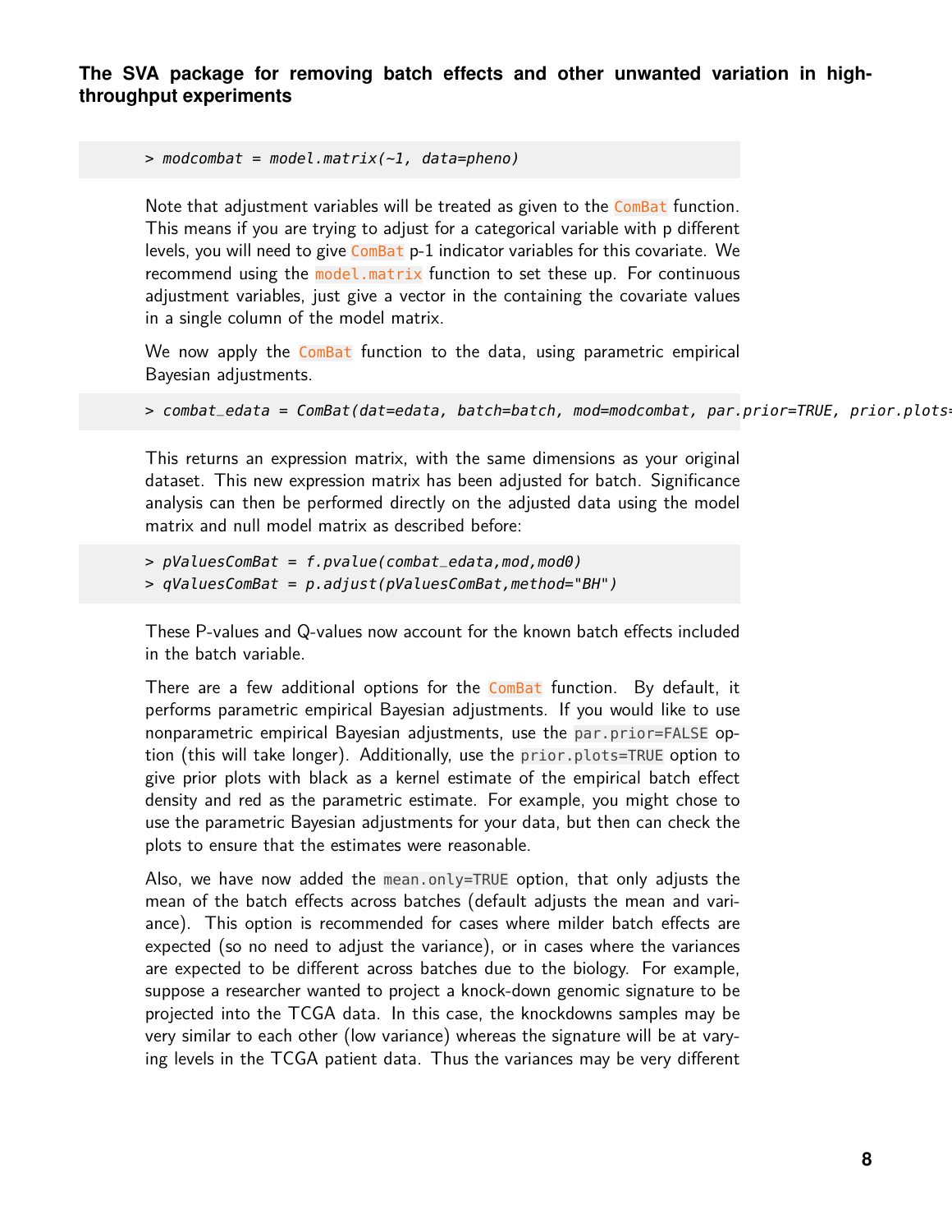```
> modcombat = model.matrix(~1, data=pheno)
```

Note that adjustment variables will be treated as given to the ComBat function. This means if you are trying to adjust for a categorical variable with p different levels, you will need to give ComBat p-1 indicator variables for this covariate. We recommend using the model.matrix function to set these up. For continuous adjustment variables, just give a vector in the containing the covariate values in a single column of the model matrix.

We now apply the ComBat function to the data, using parametric empirical Bayesian adjustments.

```
> combat_edata = ComBat(dat=edata, batch=batch, mod=modcombat, par.prior=TRUE, prior.plots=
```

This returns an expression matrix, with the same dimensions as your original dataset. This new expression matrix has been adjusted for batch. Significance analysis can then be performed directly on the adjusted data using the model matrix and null model matrix as described before:

```
> pValuesComBat = f.pvalue(combat_edata,mod,mod0)
> qValuesComBat = p.adjust(pValuesComBat,method="BH")
```

These P-values and Q-values now account for the known batch effects included in the batch variable.

There are a few additional options for the ComBat function. By default, it performs parametric empirical Bayesian adjustments. If you would like to use nonparametric empirical Bayesian adjustments, use the `par.prior=FALSE` option (this will take longer). Additionally, use the `prior.plots=TRUE` option to give prior plots with black as a kernel estimate of the empirical batch effect density and red as the parametric estimate. For example, you might chose to use the parametric Bayesian adjustments for your data, but then can check the plots to ensure that the estimates were reasonable.

Also, we have now added the `mean.only=TRUE` option, that only adjusts the mean of the batch effects across batches (default adjusts the mean and variance). This option is recommended for cases where milder batch effects are expected (so no need to adjust the variance), or in cases where the variances are expected to be different across batches due to the biology. For example, suppose a researcher wanted to project a knock-down genomic signature to be projected into the TCGA data. In this case, the knockdowns samples may be very similar to each other (low variance) whereas the signature will be at varying levels in the TCGA patient data. Thus the variances may be very different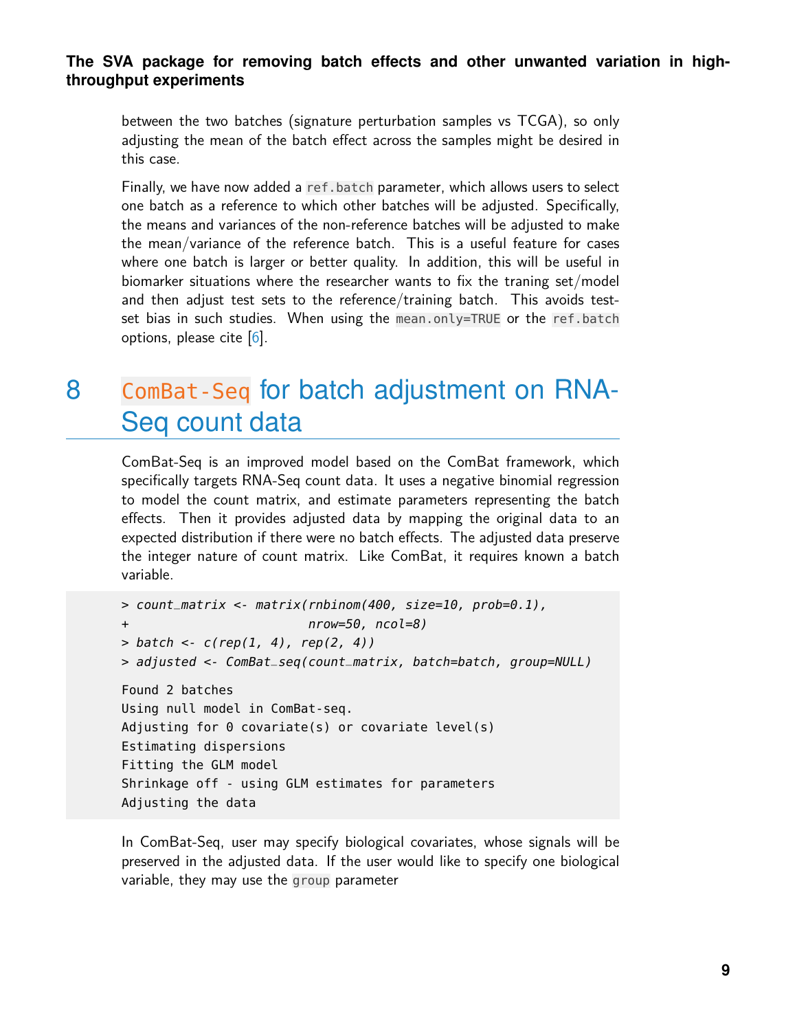between the two batches (signature perturbation samples vs TCGA), so only adjusting the mean of the batch effect across the samples might be desired in this case.

Finally, we have now added a `ref.batch` parameter, which allows users to select one batch as a reference to which other batches will be adjusted. Specifically, the means and variances of the non-reference batches will be adjusted to make the mean/variance of the reference batch. This is a useful feature for cases where one batch is larger or better quality. In addition, this will be useful in biomarker situations where the researcher wants to fix the traning set/model and then adjust test sets to the reference/training batch. This avoids test-set bias in such studies. When using the `mean.only=TRUE` or the `ref.batch` options, please cite [6].

# 8 `ComBat-Seq` for batch adjustment on RNA-Seq count data

ComBat-Seq is an improved model based on the ComBat framework, which specifically targets RNA-Seq count data. It uses a negative binomial regression to model the count matrix, and estimate parameters representing the batch effects. Then it provides adjusted data by mapping the original data to an expected distribution if there were no batch effects. The adjusted data preserve the integer nature of count matrix. Like ComBat, it requires known a batch variable.

```
> count_matrix <- matrix(rnbinom(400, size=10, prob=0.1),
+                        nrow=50, ncol=8)
> batch <- c(rep(1, 4), rep(2, 4))
> adjusted <- ComBat_seq(count_matrix, batch=batch, group=NULL)

Found 2 batches
Using null model in ComBat-seq.
Adjusting for 0 covariate(s) or covariate level(s)
Estimating dispersions
Fitting the GLM model
Shrinkage off - using GLM estimates for parameters
Adjusting the data
```

In ComBat-Seq, user may specify biological covariates, whose signals will be preserved in the adjusted data. If the user would like to specify one biological variable, they may use the `group` parameter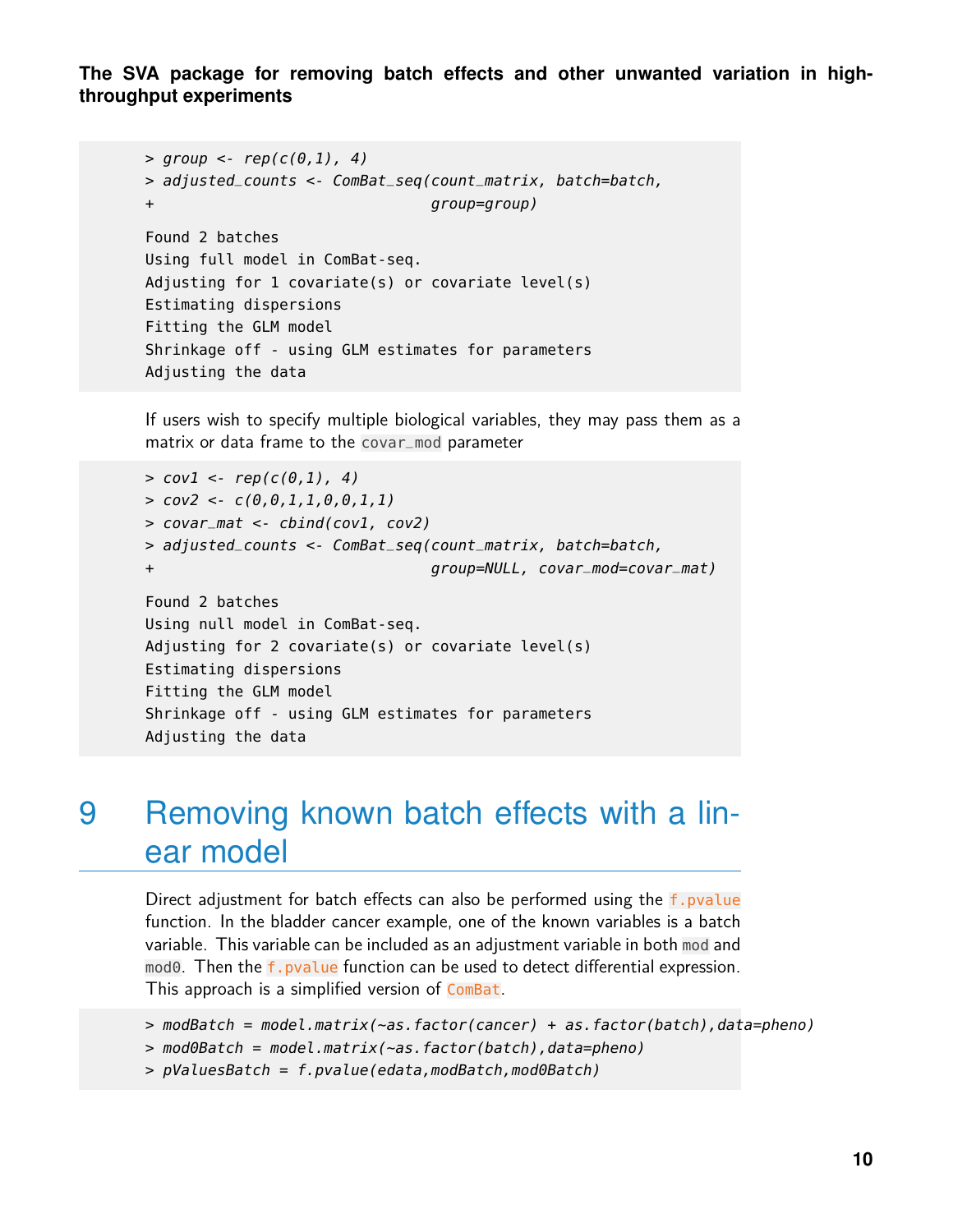```
> group <- rep(c(0,1), 4)
> adjusted_counts <- ComBat_seq(count_matrix, batch=batch,
+                               group=group)
```

```
Found 2 batches
Using full model in ComBat-seq.
Adjusting for 1 covariate(s) or covariate level(s)
Estimating dispersions
Fitting the GLM model
Shrinkage off - using GLM estimates for parameters
Adjusting the data
```

If users wish to specify multiple biological variables, they may pass them as a matrix or data frame to the `covar_mod` parameter

```
> cov1 <- rep(c(0,1), 4)
> cov2 <- c(0,0,1,1,0,0,1,1)
> covar_mat <- cbind(cov1, cov2)
> adjusted_counts <- ComBat_seq(count_matrix, batch=batch,
+                               group=NULL, covar_mod=covar_mat)
```

```
Found 2 batches
Using null model in ComBat-seq.
Adjusting for 2 covariate(s) or covariate level(s)
Estimating dispersions
Fitting the GLM model
Shrinkage off - using GLM estimates for parameters
Adjusting the data
```

# 9 Removing known batch effects with a linear model

Direct adjustment for batch effects can also be performed using the `f.pvalue` function. In the bladder cancer example, one of the known variables is a batch variable. This variable can be included as an adjustment variable in both `mod` and `mod0`. Then the `f.pvalue` function can be used to detect differential expression. This approach is a simplified version of `ComBat`.

```
> modBatch = model.matrix(~as.factor(cancer) + as.factor(batch),data=pheno)
> mod0Batch = model.matrix(~as.factor(batch),data=pheno)
> pValuesBatch = f.pvalue(edata,modBatch,mod0Batch)
```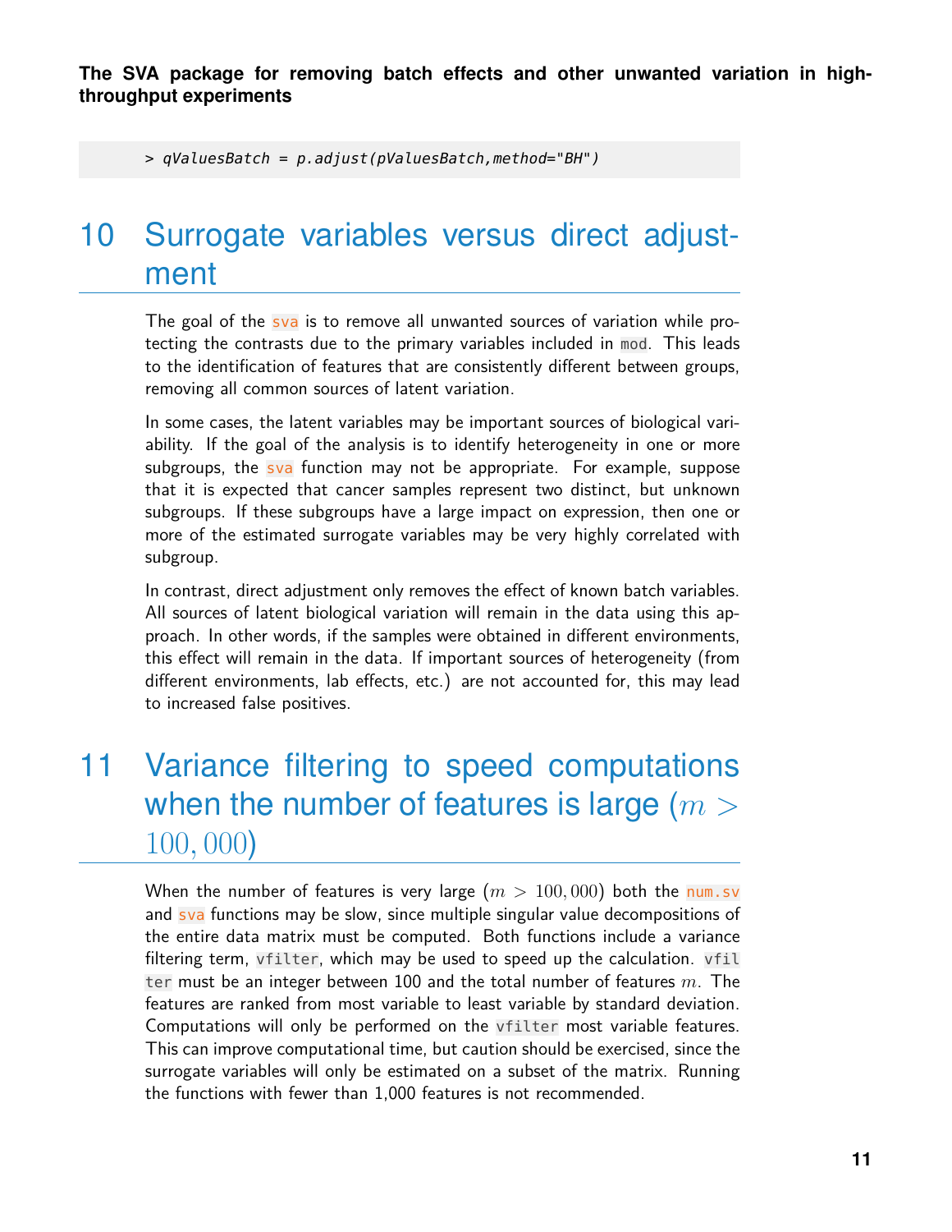```
> qValuesBatch = p.adjust(pValuesBatch,method="BH")
```

# 10 Surrogate variables versus direct adjustment

The goal of the sva is to remove all unwanted sources of variation while protecting the contrasts due to the primary variables included in mod. This leads to the identification of features that are consistently different between groups, removing all common sources of latent variation.

In some cases, the latent variables may be important sources of biological variability. If the goal of the analysis is to identify heterogeneity in one or more subgroups, the sva function may not be appropriate. For example, suppose that it is expected that cancer samples represent two distinct, but unknown subgroups. If these subgroups have a large impact on expression, then one or more of the estimated surrogate variables may be very highly correlated with subgroup.

In contrast, direct adjustment only removes the effect of known batch variables. All sources of latent biological variation will remain in the data using this approach. In other words, if the samples were obtained in different environments, this effect will remain in the data. If important sources of heterogeneity (from different environments, lab effects, etc.) are not accounted for, this may lead to increased false positives.

# 11 Variance filtering to speed computations when the number of features is large ($m > 100,000$)

When the number of features is very large ($m > 100,000$) both the num.sv and sva functions may be slow, since multiple singular value decompositions of the entire data matrix must be computed. Both functions include a variance filtering term, vfilter, which may be used to speed up the calculation. vfilter must be an integer between 100 and the total number of features $m$. The features are ranked from most variable to least variable by standard deviation. Computations will only be performed on the vfilter most variable features. This can improve computational time, but caution should be exercised, since the surrogate variables will only be estimated on a subset of the matrix. Running the functions with fewer than 1,000 features is not recommended.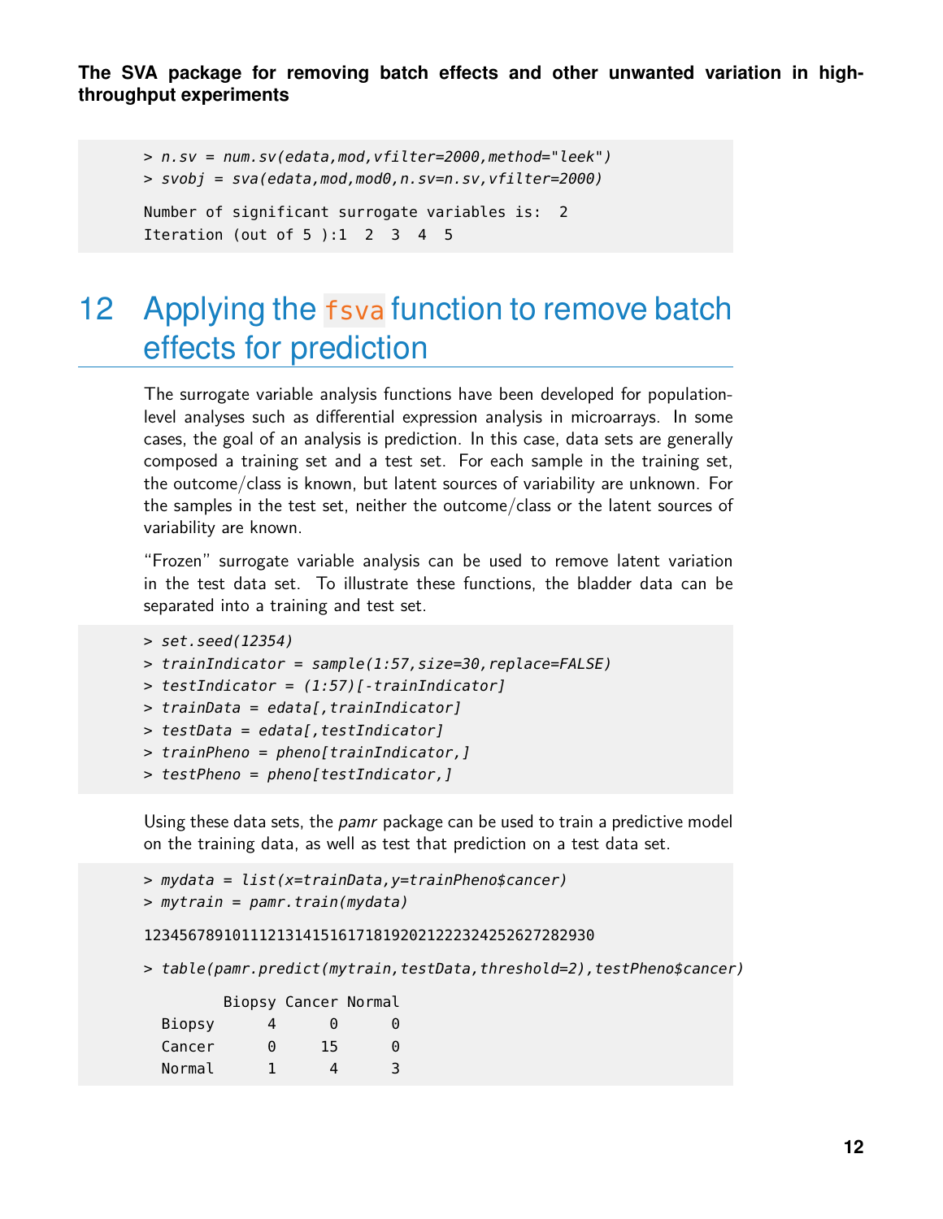```
> n.sv = num.sv(edata,mod,vfilter=2000,method="leek")
> svobj = sva(edata,mod,mod0,n.sv=n.sv,vfilter=2000)

Number of significant surrogate variables is:  2
Iteration (out of 5 ):1  2  3  4  5
```

# 12 Applying the `fsva` function to remove batch effects for prediction

The surrogate variable analysis functions have been developed for population-level analyses such as differential expression analysis in microarrays. In some cases, the goal of an analysis is prediction. In this case, data sets are generally composed a training set and a test set. For each sample in the training set, the outcome/class is known, but latent sources of variability are unknown. For the samples in the test set, neither the outcome/class or the latent sources of variability are known.

"Frozen" surrogate variable analysis can be used to remove latent variation in the test data set. To illustrate these functions, the bladder data can be separated into a training and test set.

```
> set.seed(12354)
> trainIndicator = sample(1:57,size=30,replace=FALSE)
> testIndicator = (1:57)[-trainIndicator]
> trainData = edata[,trainIndicator]
> testData = edata[,testIndicator]
> trainPheno = pheno[trainIndicator,]
> testPheno = pheno[testIndicator,]
```

Using these data sets, the *pamr* package can be used to train a predictive model on the training data, as well as test that prediction on a test data set.

```
> mydata = list(x=trainData,y=trainPheno$cancer)
> mytrain = pamr.train(mydata)

123456789101112131415161718192021222324252627282930

> table(pamr.predict(mytrain,testData,threshold=2),testPheno$cancer)

        Biopsy Cancer Normal
  Biopsy      4      0      0
  Cancer      0     15      0
  Normal      1      4      3
```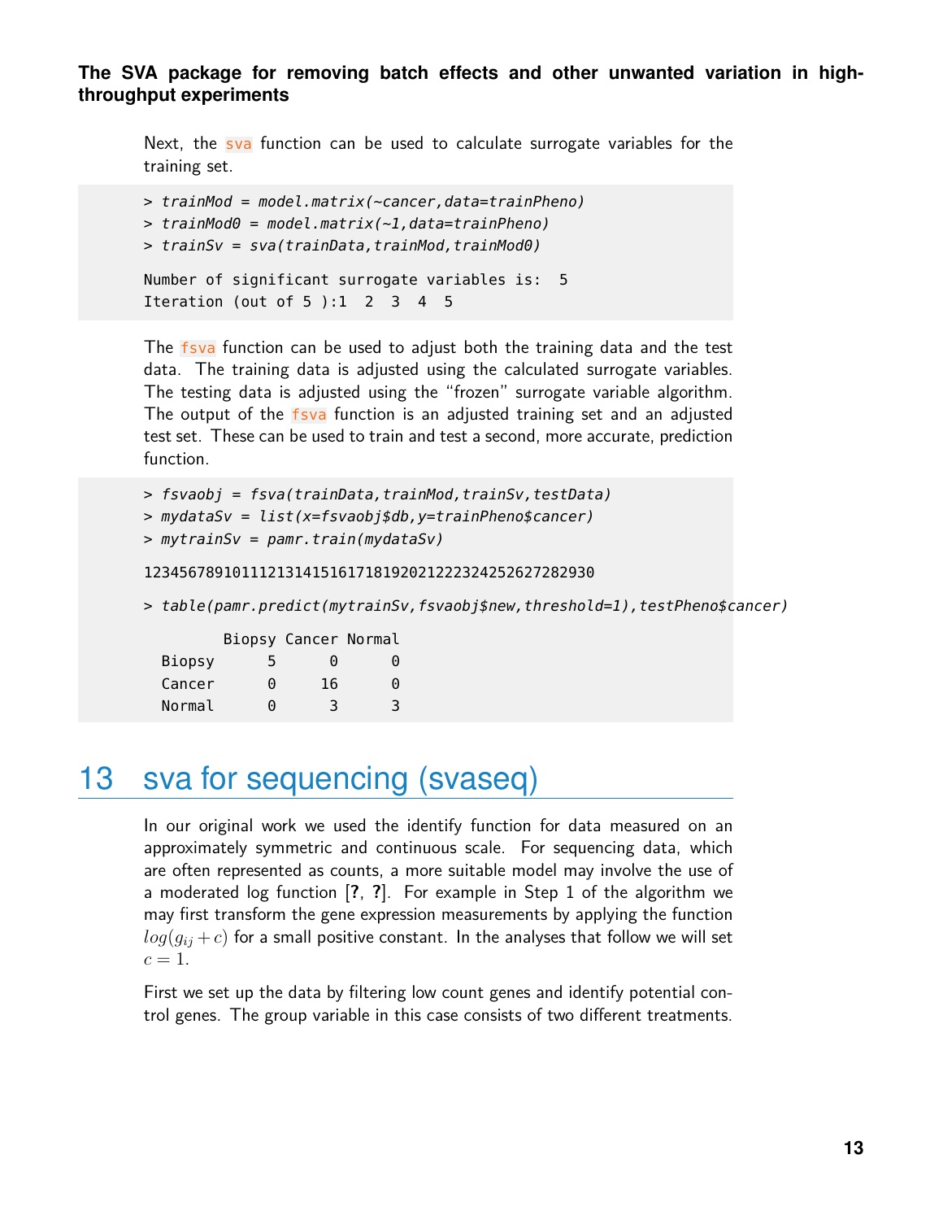Next, the sva function can be used to calculate surrogate variables for the training set.

```
> trainMod = model.matrix(~cancer,data=trainPheno)
> trainMod0 = model.matrix(~1,data=trainPheno)
> trainSv = sva(trainData,trainMod,trainMod0)

Number of significant surrogate variables is:  5
Iteration (out of 5 ):1  2  3  4  5
```

The fsva function can be used to adjust both the training data and the test data. The training data is adjusted using the calculated surrogate variables. The testing data is adjusted using the "frozen" surrogate variable algorithm. The output of the fsva function is an adjusted training set and an adjusted test set. These can be used to train and test a second, more accurate, prediction function.

```
> fsvaobj = fsva(trainData,trainMod,trainSv,testData)
> mydataSv = list(x=fsvaobj$db,y=trainPheno$cancer)
> mytrainSv = pamr.train(mydataSv)

123456789101112131415161718192021222324252627282930

> table(pamr.predict(mytrainSv,fsvaobj$new,threshold=1),testPheno$cancer)

         Biopsy Cancer Normal
  Biopsy      5      0      0
  Cancer      0     16      0
  Normal      0      3      3
```

# 13 sva for sequencing (svaseq)

In our original work we used the identify function for data measured on an approximately symmetric and continuous scale. For sequencing data, which are often represented as counts, a more suitable model may involve the use of a moderated log function [?, ?]. For example in Step 1 of the algorithm we may first transform the gene expression measurements by applying the function $log(g_{ij} + c)$ for a small positive constant. In the analyses that follow we will set $c = 1$.

First we set up the data by filtering low count genes and identify potential control genes. The group variable in this case consists of two different treatments.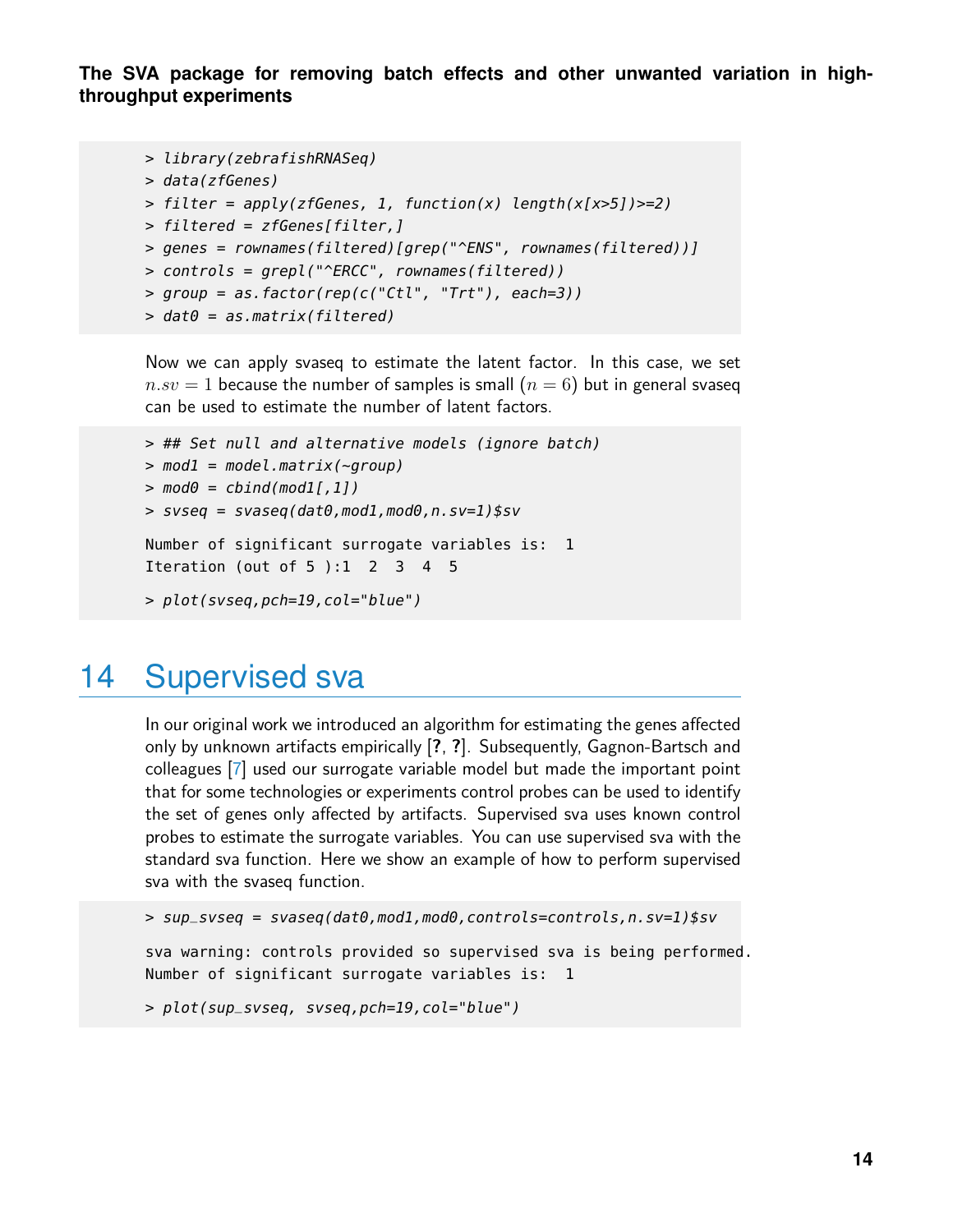```
> library(zebrafishRNASeq)
> data(zfGenes)
> filter = apply(zfGenes, 1, function(x) length(x[x>5])>=2)
> filtered = zfGenes[filter,]
> genes = rownames(filtered)[grep("^ENS", rownames(filtered))]
> controls = grepl("^ERCC", rownames(filtered))
> group = as.factor(rep(c("Ctl", "Trt"), each=3))
> dat0 = as.matrix(filtered)
```

Now we can apply svaseq to estimate the latent factor. In this case, we set $n.sv = 1$ because the number of samples is small $(n = 6)$ but in general svaseq can be used to estimate the number of latent factors.

```
> ## Set null and alternative models (ignore batch)
> mod1 = model.matrix(~group)
> mod0 = cbind(mod1[,1])
> svseq = svaseq(dat0,mod1,mod0,n.sv=1)$sv

Number of significant surrogate variables is:  1
Iteration (out of 5 ):1  2  3  4  5

> plot(svseq,pch=19,col="blue")
```

# 14 Supervised sva

In our original work we introduced an algorithm for estimating the genes affected only by unknown artifacts empirically [**?**, **?**]. Subsequently, Gagnon-Bartsch and colleagues [7] used our surrogate variable model but made the important point that for some technologies or experiments control probes can be used to identify the set of genes only affected by artifacts. Supervised sva uses known control probes to estimate the surrogate variables. You can use supervised sva with the standard sva function. Here we show an example of how to perform supervised sva with the svaseq function.

```
> sup_svseq = svaseq(dat0,mod1,mod0,controls=controls,n.sv=1)$sv

sva warning: controls provided so supervised sva is being performed.
Number of significant surrogate variables is:  1

> plot(sup_svseq, svseq,pch=19,col="blue")
```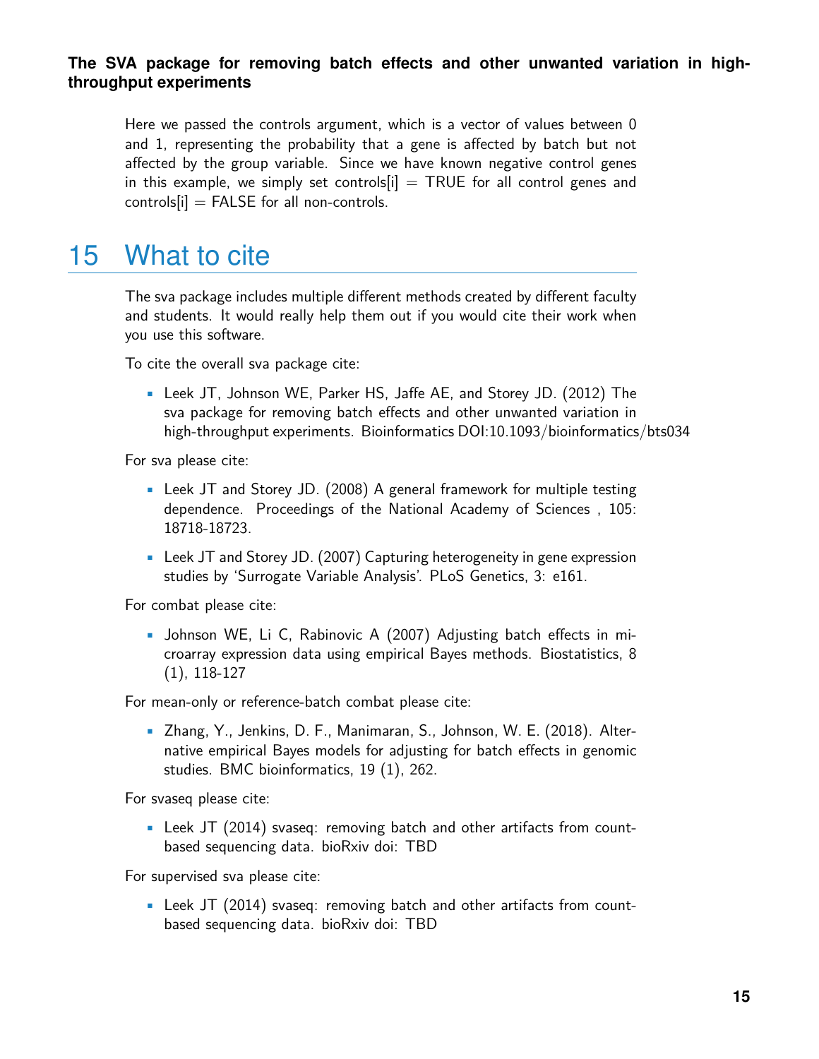Here we passed the controls argument, which is a vector of values between 0 and 1, representing the probability that a gene is affected by batch but not affected by the group variable. Since we have known negative control genes in this example, we simply set controls[i] = TRUE for all control genes and controls[i] = FALSE for all non-controls.

# 15 What to cite

The sva package includes multiple different methods created by different faculty and students. It would really help them out if you would cite their work when you use this software.

To cite the overall sva package cite:

- Leek JT, Johnson WE, Parker HS, Jaffe AE, and Storey JD. (2012) The sva package for removing batch effects and other unwanted variation in high-throughput experiments. Bioinformatics DOI:10.1093/bioinformatics/bts034

For sva please cite:

- Leek JT and Storey JD. (2008) A general framework for multiple testing dependence. Proceedings of the National Academy of Sciences , 105: 18718-18723.
- Leek JT and Storey JD. (2007) Capturing heterogeneity in gene expression studies by 'Surrogate Variable Analysis'. PLoS Genetics, 3: e161.

For combat please cite:

- Johnson WE, Li C, Rabinovic A (2007) Adjusting batch effects in microarray expression data using empirical Bayes methods. Biostatistics, 8 (1), 118-127

For mean-only or reference-batch combat please cite:

- Zhang, Y., Jenkins, D. F., Manimaran, S., Johnson, W. E. (2018). Alternative empirical Bayes models for adjusting for batch effects in genomic studies. BMC bioinformatics, 19 (1), 262.

For svaseq please cite:

- Leek JT (2014) svaseq: removing batch and other artifacts from count-based sequencing data. bioRxiv doi: TBD

For supervised sva please cite:

- Leek JT (2014) svaseq: removing batch and other artifacts from count-based sequencing data. bioRxiv doi: TBD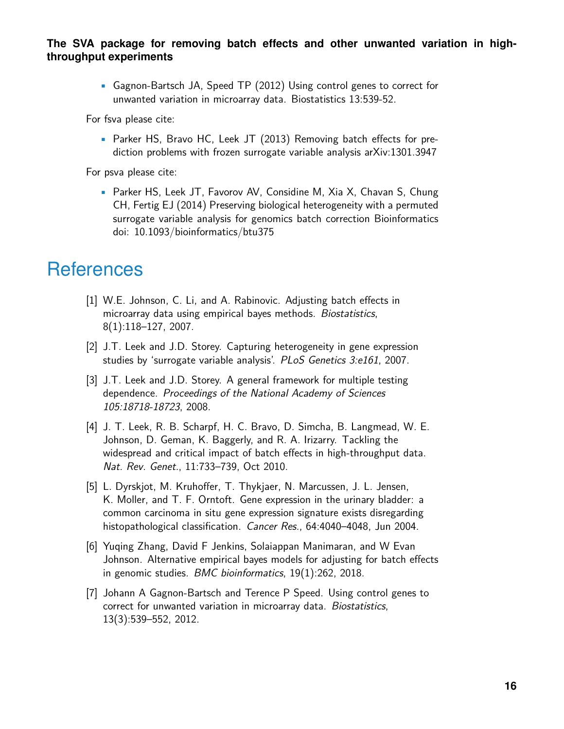- Gagnon-Bartsch JA, Speed TP (2012) Using control genes to correct for unwanted variation in microarray data. Biostatistics 13:539-52.

For fsva please cite:

- Parker HS, Bravo HC, Leek JT (2013) Removing batch effects for prediction problems with frozen surrogate variable analysis arXiv:1301.3947

For psva please cite:

- Parker HS, Leek JT, Favorov AV, Considine M, Xia X, Chavan S, Chung CH, Fertig EJ (2014) Preserving biological heterogeneity with a permuted surrogate variable analysis for genomics batch correction Bioinformatics doi: 10.1093/bioinformatics/btu375

# References

[1] W.E. Johnson, C. Li, and A. Rabinovic. Adjusting batch effects in microarray data using empirical bayes methods. *Biostatistics*, 8(1):118–127, 2007.

[2] J.T. Leek and J.D. Storey. Capturing heterogeneity in gene expression studies by 'surrogate variable analysis'. *PLoS Genetics 3:e161*, 2007.

[3] J.T. Leek and J.D. Storey. A general framework for multiple testing dependence. *Proceedings of the National Academy of Sciences 105:18718-18723*, 2008.

[4] J. T. Leek, R. B. Scharpf, H. C. Bravo, D. Simcha, B. Langmead, W. E. Johnson, D. Geman, K. Baggerly, and R. A. Irizarry. Tackling the widespread and critical impact of batch effects in high-throughput data. *Nat. Rev. Genet.*, 11:733–739, Oct 2010.

[5] L. Dyrskjot, M. Kruhoffer, T. Thykjaer, N. Marcussen, J. L. Jensen, K. Moller, and T. F. Orntoft. Gene expression in the urinary bladder: a common carcinoma in situ gene expression signature exists disregarding histopathological classification. *Cancer Res.*, 64:4040–4048, Jun 2004.

[6] Yuqing Zhang, David F Jenkins, Solaiappan Manimaran, and W Evan Johnson. Alternative empirical bayes models for adjusting for batch effects in genomic studies. *BMC bioinformatics*, 19(1):262, 2018.

[7] Johann A Gagnon-Bartsch and Terence P Speed. Using control genes to correct for unwanted variation in microarray data. *Biostatistics*, 13(3):539–552, 2012.